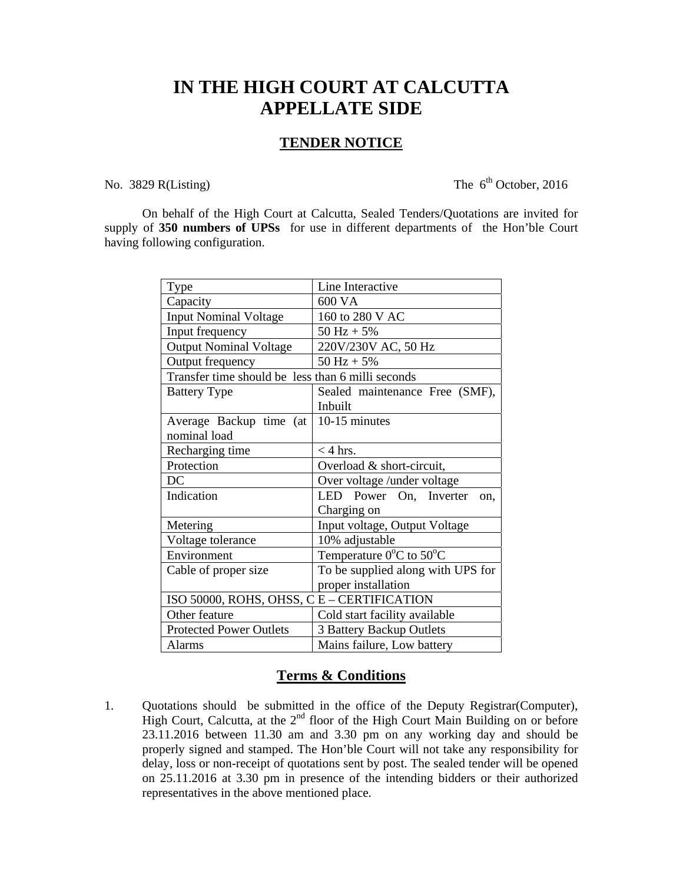# IN THE HIGH COURT AT CALCUTTA
# APPELLATE SIDE

## TENDER NOTICE

No. 3829 R(Listing) The 6th October, 2016

On behalf of the High Court at Calcutta, Sealed Tenders/Quotations are invited for supply of **350 numbers of UPSs** for use in different departments of the Hon'ble Court having following configuration.

| Type | Line Interactive |
|---|---|
| Capacity | 600 VA |
| Input Nominal Voltage | 160 to 280 V AC |
| Input frequency | 50 Hz + 5% |
| Output Nominal Voltage | 220V/230V AC, 50 Hz |
| Output frequency | 50 Hz + 5% |
| Transfer time should be less than 6 milli seconds | |
| Battery Type | Sealed maintenance Free (SMF), Inbuilt |
| Average Backup time (at nominal load | 10-15 minutes |
| Recharging time | < 4 hrs. |
| Protection | Overload & short-circuit, |
| DC | Over voltage /under voltage |
| Indication | LED Power On, Inverter on, Charging on |
| Metering | Input voltage, Output Voltage |
| Voltage tolerance | 10% adjustable |
| Environment | Temperature $0^{o}$C to $50^{o}$C |
| Cable of proper size | To be supplied along with UPS for proper installation |
| ISO 50000, ROHS, OHSS, C E – CERTIFICATION | |
| Other feature | Cold start facility available |
| Protected Power Outlets | 3 Battery Backup Outlets |
| Alarms | Mains failure, Low battery |

## Terms & Conditions

1. Quotations should be submitted in the office of the Deputy Registrar(Computer), High Court, Calcutta, at the 2nd floor of the High Court Main Building on or before 23.11.2016 between 11.30 am and 3.30 pm on any working day and should be properly signed and stamped. The Hon'ble Court will not take any responsibility for delay, loss or non-receipt of quotations sent by post. The sealed tender will be opened on 25.11.2016 at 3.30 pm in presence of the intending bidders or their authorized representatives in the above mentioned place.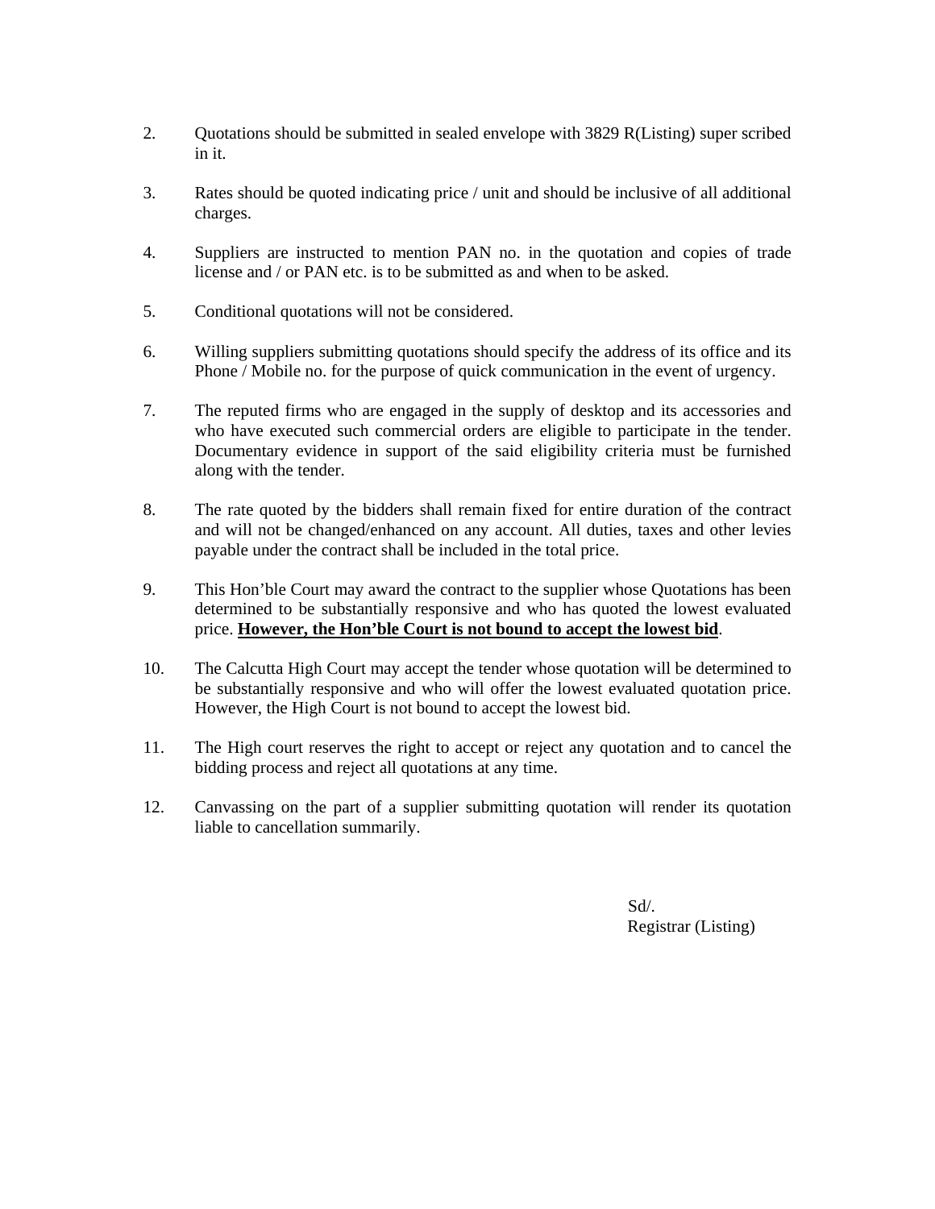2. Quotations should be submitted in sealed envelope with 3829 R(Listing) super scribed in it.

3. Rates should be quoted indicating price / unit and should be inclusive of all additional charges.

4. Suppliers are instructed to mention PAN no. in the quotation and copies of trade license and / or PAN etc. is to be submitted as and when to be asked.

5. Conditional quotations will not be considered.

6. Willing suppliers submitting quotations should specify the address of its office and its Phone / Mobile no. for the purpose of quick communication in the event of urgency.

7. The reputed firms who are engaged in the supply of desktop and its accessories and who have executed such commercial orders are eligible to participate in the tender. Documentary evidence in support of the said eligibility criteria must be furnished along with the tender.

8. The rate quoted by the bidders shall remain fixed for entire duration of the contract and will not be changed/enhanced on any account. All duties, taxes and other levies payable under the contract shall be included in the total price.

9. This Hon'ble Court may award the contract to the supplier whose Quotations has been determined to be substantially responsive and who has quoted the lowest evaluated price. <u>**However, the Hon'ble Court is not bound to accept the lowest bid**</u>.

10. The Calcutta High Court may accept the tender whose quotation will be determined to be substantially responsive and who will offer the lowest evaluated quotation price. However, the High Court is not bound to accept the lowest bid.

11. The High court reserves the right to accept or reject any quotation and to cancel the bidding process and reject all quotations at any time.

12. Canvassing on the part of a supplier submitting quotation will render its quotation liable to cancellation summarily.

Sd/.
Registrar (Listing)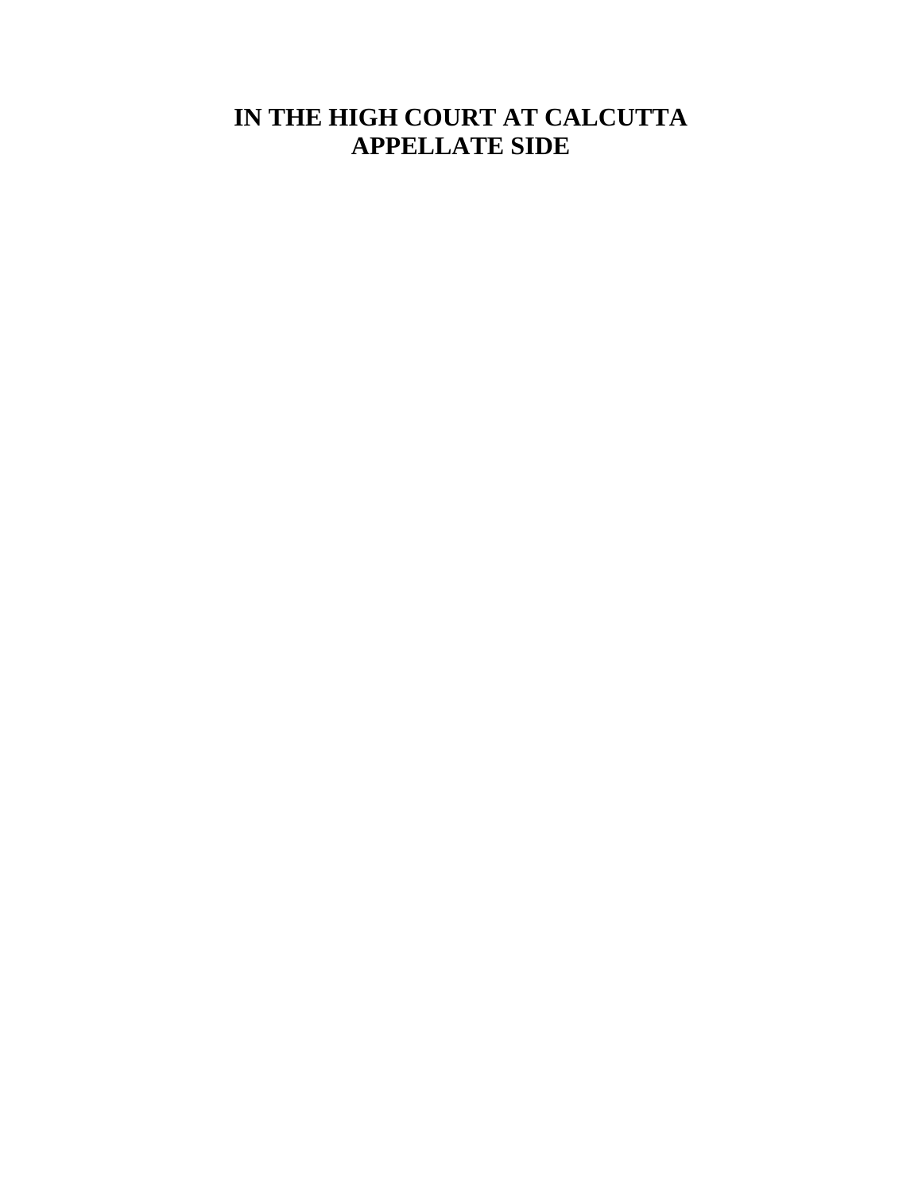# IN THE HIGH COURT AT CALCUTTA
# APPELLATE SIDE